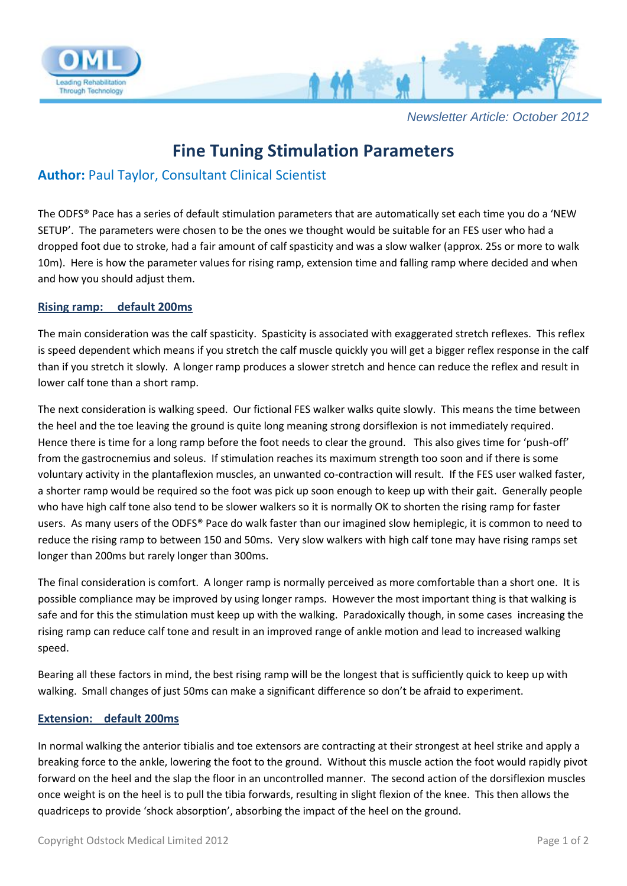*Newsletter Article: October 2012*

# Fine Tuning Stimulation Parameters

## **Author:** Paul Taylor, Consultant Clinical Scientist

The ODFS® Pace has a series of default stimulation parameters that are automatically set each time you do a 'NEW SETUP'. The parameters were chosen to be the ones we thought would be suitable for an FES user who had a dropped foot due to stroke, had a fair amount of calf spasticity and was a slow walker (approx. 25s or more to walk 10m). Here is how the parameter values for rising ramp, extension time and falling ramp where decided and when and how you should adjust them.

### Rising ramp: default 200ms

The main consideration was the calf spasticity. Spasticity is associated with exaggerated stretch reflexes. This reflex is speed dependent which means if you stretch the calf muscle quickly you will get a bigger reflex response in the calf than if you stretch it slowly. A longer ramp produces a slower stretch and hence can reduce the reflex and result in lower calf tone than a short ramp.

The next consideration is walking speed. Our fictional FES walker walks quite slowly. This means the time between the heel and the toe leaving the ground is quite long meaning strong dorsiflexion is not immediately required. Hence there is time for a long ramp before the foot needs to clear the ground. This also gives time for 'push-off' from the gastrocnemius and soleus. If stimulation reaches its maximum strength too soon and if there is some voluntary activity in the plantaflexion muscles, an unwanted co-contraction will result. If the FES user walked faster, a shorter ramp would be required so the foot was pick up soon enough to keep up with their gait. Generally people who have high calf tone also tend to be slower walkers so it is normally OK to shorten the rising ramp for faster users. As many users of the ODFS® Pace do walk faster than our imagined slow hemiplegic, it is common to need to reduce the rising ramp to between 150 and 50ms. Very slow walkers with high calf tone may have rising ramps set longer than 200ms but rarely longer than 300ms.

The final consideration is comfort. A longer ramp is normally perceived as more comfortable than a short one. It is possible compliance may be improved by using longer ramps. However the most important thing is that walking is safe and for this the stimulation must keep up with the walking. Paradoxically though, in some cases increasing the rising ramp can reduce calf tone and result in an improved range of ankle motion and lead to increased walking speed.

Bearing all these factors in mind, the best rising ramp will be the longest that is sufficiently quick to keep up with walking. Small changes of just 50ms can make a significant difference so don't be afraid to experiment.

### Extension: default 200ms

In normal walking the anterior tibialis and toe extensors are contracting at their strongest at heel strike and apply a breaking force to the ankle, lowering the foot to the ground. Without this muscle action the foot would rapidly pivot forward on the heel and the slap the floor in an uncontrolled manner. The second action of the dorsiflexion muscles once weight is on the heel is to pull the tibia forwards, resulting in slight flexion of the knee. This then allows the quadriceps to provide 'shock absorption', absorbing the impact of the heel on the ground.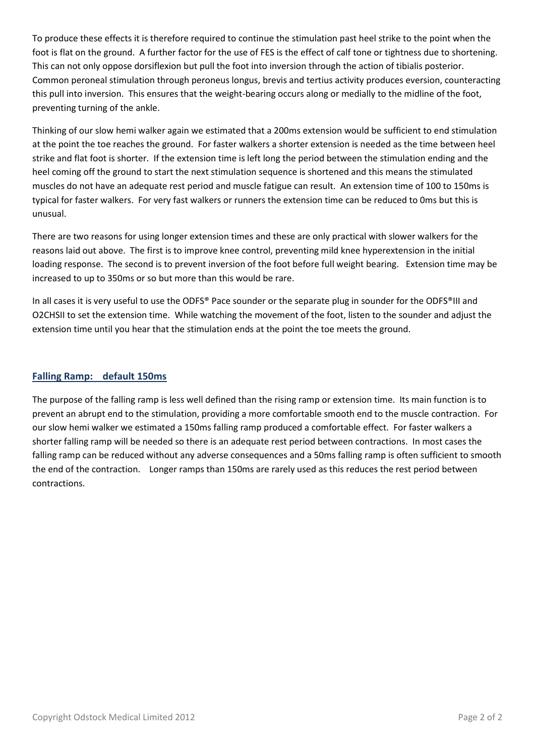To produce these effects it is therefore required to continue the stimulation past heel strike to the point when the foot is flat on the ground. A further factor for the use of FES is the effect of calf tone or tightness due to shortening. This can not only oppose dorsiflexion but pull the foot into inversion through the action of tibialis posterior. Common peroneal stimulation through peroneus longus, brevis and tertius activity produces eversion, counteracting this pull into inversion. This ensures that the weight-bearing occurs along or medially to the midline of the foot, preventing turning of the ankle.

Thinking of our slow hemi walker again we estimated that a 200ms extension would be sufficient to end stimulation at the point the toe reaches the ground. For faster walkers a shorter extension is needed as the time between heel strike and flat foot is shorter. If the extension time is left long the period between the stimulation ending and the heel coming off the ground to start the next stimulation sequence is shortened and this means the stimulated muscles do not have an adequate rest period and muscle fatigue can result. An extension time of 100 to 150ms is typical for faster walkers. For very fast walkers or runners the extension time can be reduced to 0ms but this is unusual.

There are two reasons for using longer extension times and these are only practical with slower walkers for the reasons laid out above. The first is to improve knee control, preventing mild knee hyperextension in the initial loading response. The second is to prevent inversion of the foot before full weight bearing. Extension time may be increased to up to 350ms or so but more than this would be rare.

In all cases it is very useful to use the ODFS® Pace sounder or the separate plug in sounder for the ODFS®III and O2CHSII to set the extension time. While watching the movement of the foot, listen to the sounder and adjust the extension time until you hear that the stimulation ends at the point the toe meets the ground.

## Falling Ramp: default 150ms

The purpose of the falling ramp is less well defined than the rising ramp or extension time. Its main function is to prevent an abrupt end to the stimulation, providing a more comfortable smooth end to the muscle contraction. For our slow hemi walker we estimated a 150ms falling ramp produced a comfortable effect. For faster walkers a shorter falling ramp will be needed so there is an adequate rest period between contractions. In most cases the falling ramp can be reduced without any adverse consequences and a 50ms falling ramp is often sufficient to smooth the end of the contraction. Longer ramps than 150ms are rarely used as this reduces the rest period between contractions.

Copyright Odstock Medical Limited 2012